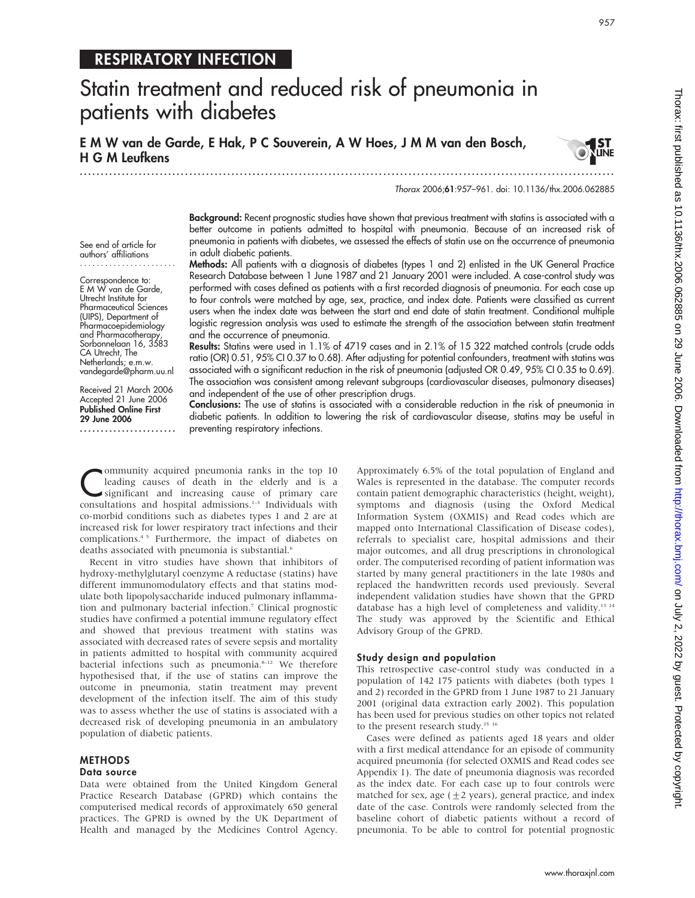# RESPIRATORY INFECTION

# Statin treatment and reduced risk of pneumonia in patients with diabetes

**E M W van de Garde, E Hak, P C Souverein, A W Hoes, J M M van den Bosch, H G M Leufkens**

See end of article for authors' affiliations

Correspondence to: E M W van de Garde, Utrecht Institute for Pharmaceutical Sciences (UIPS), Department of Pharmacoepidemiology and Pharmacotherapy, Sorbonnelaan 16, 3583 CA Utrecht, The Netherlands; e.m.w.vandegarde@pharm.uu.nl

Received 21 March 2006
Accepted 21 June 2006
**Published Online First 29 June 2006**

**Background:** Recent prognostic studies have shown that previous treatment with statins is associated with a better outcome in patients admitted to hospital with pneumonia. Because of an increased risk of pneumonia in patients with diabetes, we assessed the effects of statin use on the occurrence of pneumonia in adult diabetic patients.

**Methods:** All patients with a diagnosis of diabetes (types 1 and 2) enlisted in the UK General Practice Research Database between 1 June 1987 and 21 January 2001 were included. A case-control study was performed with cases defined as patients with a first recorded diagnosis of pneumonia. For each case up to four controls were matched by age, sex, practice, and index date. Patients were classified as current users when the index date was between the start and end date of statin treatment. Conditional multiple logistic regression analysis was used to estimate the strength of the association between statin treatment and the occurrence of pneumonia.

**Results:** Statins were used in 1.1% of 4719 cases and in 2.1% of 15 322 matched controls (crude odds ratio (OR) 0.51, 95% CI 0.37 to 0.68). After adjusting for potential confounders, treatment with statins was associated with a significant reduction in the risk of pneumonia (adjusted OR 0.49, 95% CI 0.35 to 0.69). The association was consistent among relevant subgroups (cardiovascular diseases, pulmonary diseases) and independent of the use of other prescription drugs.

**Conclusions:** The use of statins is associated with a considerable reduction in the risk of pneumonia in diabetic patients. In addition to lowering the risk of cardiovascular disease, statins may be useful in preventing respiratory infections.

Community acquired pneumonia ranks in the top 10 leading causes of death in the elderly and is a significant and increasing cause of primary care consultations and hospital admissions.[1–3] Individuals with co-morbid conditions such as diabetes types 1 and 2 are at increased risk for lower respiratory tract infections and their complications.[4 5] Furthermore, the impact of diabetes on deaths associated with pneumonia is substantial.[6]

Recent in vitro studies have shown that inhibitors of hydroxy-methylglutaryl coenzyme A reductase (statins) have different immunomodulatory effects and that statins modulate both lipopolysaccharide induced pulmonary inflammation and pulmonary bacterial infection.[7] Clinical prognostic studies have confirmed a potential immune regulatory effect and showed that previous treatment with statins was associated with decreased rates of severe sepsis and mortality in patients admitted to hospital with community acquired bacterial infections such as pneumonia.[8–12] We therefore hypothesised that, if the use of statins can improve the outcome in pneumonia, statin treatment may prevent development of the infection itself. The aim of this study was to assess whether the use of statins is associated with a decreased risk of developing pneumonia in an ambulatory population of diabetic patients.

## METHODS

### Data source

Data were obtained from the United Kingdom General Practice Research Database (GPRD) which contains the computerised medical records of approximately 650 general practices. The GPRD is owned by the UK Department of Health and managed by the Medicines Control Agency. Approximately 6.5% of the total population of England and Wales is represented in the database. The computer records contain patient demographic characteristics (height, weight), symptoms and diagnosis (using the Oxford Medical Information System (OXMIS) and Read codes which are mapped onto International Classification of Disease codes), referrals to specialist care, hospital admissions and their major outcomes, and all drug prescriptions in chronological order. The computerised recording of patient information was started by many general practitioners in the late 1980s and replaced the handwritten records used previously. Several independent validation studies have shown that the GPRD database has a high level of completeness and validity.[13 14] The study was approved by the Scientific and Ethical Advisory Group of the GPRD.

### Study design and population

This retrospective case-control study was conducted in a population of 142 175 patients with diabetes (both types 1 and 2) recorded in the GPRD from 1 June 1987 to 21 January 2001 (original data extraction early 2002). This population has been used for previous studies on other topics not related to the present research study.[15 16]

Cases were defined as patients aged 18 years and older with a first medical attendance for an episode of community acquired pneumonia (for selected OXMIS and Read codes see Appendix 1). The date of pneumonia diagnosis was recorded as the index date. For each case up to four controls were matched for sex, age ($\pm$2 years), general practice, and index date of the case. Controls were randomly selected from the baseline cohort of diabetic patients without a record of pneumonia. To be able to control for potential prognostic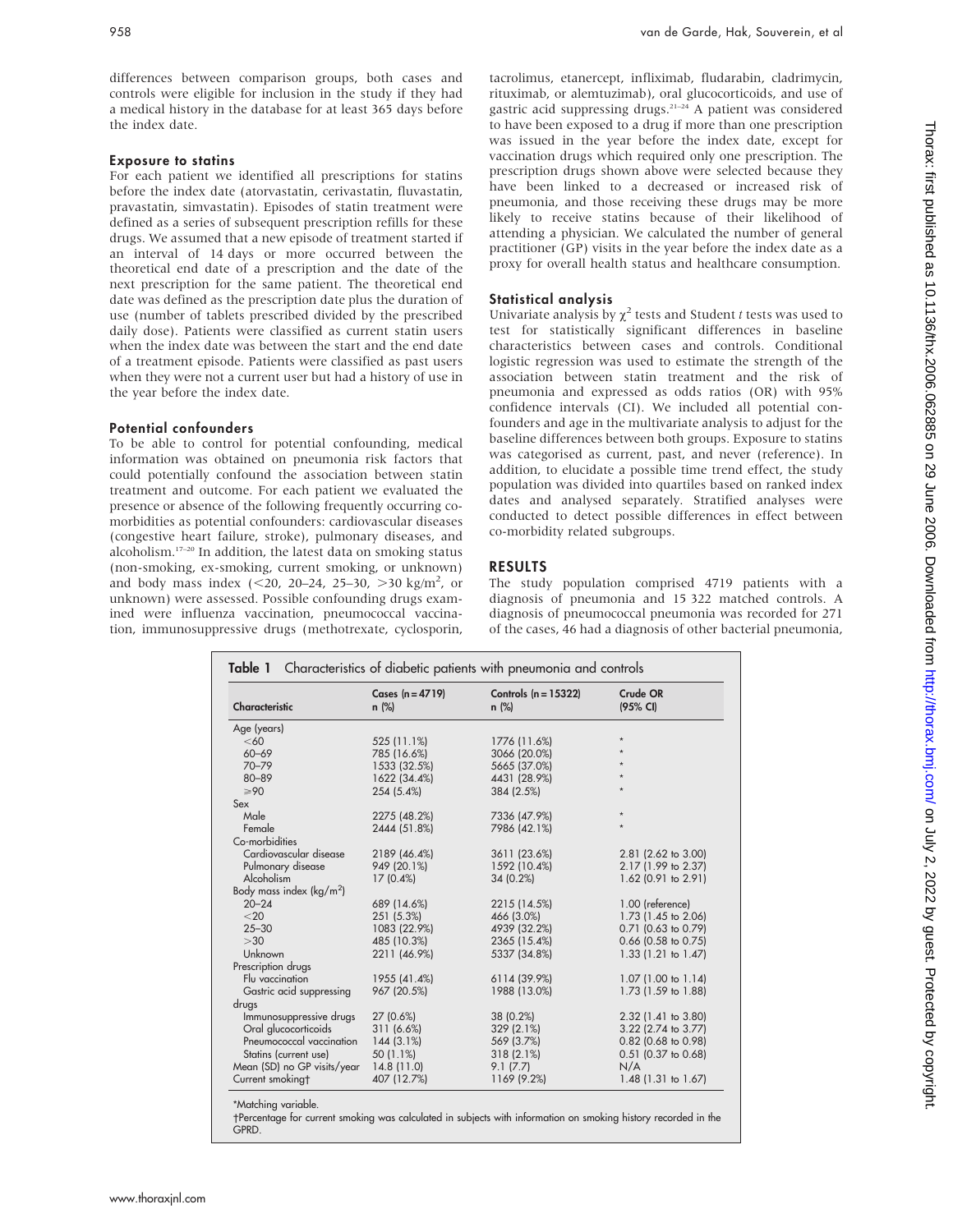differences between comparison groups, both cases and controls were eligible for inclusion in the study if they had a medical history in the database for at least 365 days before the index date.

### Exposure to statins

For each patient we identified all prescriptions for statins before the index date (atorvastatin, cerivastatin, fluvastatin, pravastatin, simvastatin). Episodes of statin treatment were defined as a series of subsequent prescription refills for these drugs. We assumed that a new episode of treatment started if an interval of 14 days or more occurred between the theoretical end date of a prescription and the date of the next prescription for the same patient. The theoretical end date was defined as the prescription date plus the duration of use (number of tablets prescribed divided by the prescribed daily dose). Patients were classified as current statin users when the index date was between the start and the end date of a treatment episode. Patients were classified as past users when they were not a current user but had a history of use in the year before the index date.

### Potential confounders

To be able to control for potential confounding, medical information was obtained on pneumonia risk factors that could potentially confound the association between statin treatment and outcome. For each patient we evaluated the presence or absence of the following frequently occurring co-morbidities as potential confounders: cardiovascular diseases (congestive heart failure, stroke), pulmonary diseases, and alcoholism.[17–20] In addition, the latest data on smoking status (non-smoking, ex-smoking, current smoking, or unknown) and body mass index (<20, 20–24, 25–30, >30 kg/m$^2$, or unknown) were assessed. Possible confounding drugs examined were influenza vaccination, pneumococcal vaccination, immunosuppressive drugs (methotrexate, cyclosporin, tacrolimus, etanercept, infliximab, fludarabin, cladrimycin, rituximab, or alemtuzimab), oral glucocorticoids, and use of gastric acid suppressing drugs.[21–24] A patient was considered to have been exposed to a drug if more than one prescription was issued in the year before the index date, except for vaccination drugs which required only one prescription. The prescription drugs shown above were selected because they have been linked to a decreased or increased risk of pneumonia, and those receiving these drugs may be more likely to receive statins because of their likelihood of attending a physician. We calculated the number of general practitioner (GP) visits in the year before the index date as a proxy for overall health status and healthcare consumption.

### Statistical analysis

Univariate analysis by $\chi^2$ tests and Student *t* tests was used to test for statistically significant differences in baseline characteristics between cases and controls. Conditional logistic regression was used to estimate the strength of the association between statin treatment and the risk of pneumonia and expressed as odds ratios (OR) with 95% confidence intervals (CI). We included all potential confounders and age in the multivariate analysis to adjust for the baseline differences between both groups. Exposure to statins was categorised as current, past, and never (reference). In addition, to elucidate a possible time trend effect, the study population was divided into quartiles based on ranked index dates and analysed separately. Stratified analyses were conducted to detect possible differences in effect between co-morbidity related subgroups.

## RESULTS

The study population comprised 4719 patients with a diagnosis of pneumonia and 15 322 matched controls. A diagnosis of pneumococcal pneumonia was recorded for 271 of the cases, 46 had a diagnosis of other bacterial pneumonia,

**Table 1** Characteristics of diabetic patients with pneumonia and controls

| Characteristic | Cases (n = 4719) n (%) | Controls (n = 15322) n (%) | Crude OR (95% CI) |
|---|---|---|---|
| Age (years) | | | |
| <60 | 525 (11.1%) | 1776 (11.6%) | * |
| 60–69 | 785 (16.6%) | 3066 (20.0%) | * |
| 70–79 | 1533 (32.5%) | 5665 (37.0%) | * |
| 80–89 | 1622 (34.4%) | 4431 (28.9%) | * |
| ⩾90 | 254 (5.4%) | 384 (2.5%) | * |
| Sex | | | |
| Male | 2275 (48.2%) | 7336 (47.9%) | * |
| Female | 2444 (51.8%) | 7986 (42.1%) | * |
| Co-morbidities | | | |
| Cardiovascular disease | 2189 (46.4%) | 3611 (23.6%) | 2.81 (2.62 to 3.00) |
| Pulmonary disease | 949 (20.1%) | 1592 (10.4%) | 2.17 (1.99 to 2.37) |
| Alcoholism | 17 (0.4%) | 34 (0.2%) | 1.62 (0.91 to 2.91) |
| Body mass index (kg/m$^2$) | | | |
| 20–24 | 689 (14.6%) | 2215 (14.5%) | 1.00 (reference) |
| <20 | 251 (5.3%) | 466 (3.0%) | 1.73 (1.45 to 2.06) |
| 25–30 | 1083 (22.9%) | 4939 (32.2%) | 0.71 (0.63 to 0.79) |
| >30 | 485 (10.3%) | 2365 (15.4%) | 0.66 (0.58 to 0.75) |
| Unknown | 2211 (46.9%) | 5337 (34.8%) | 1.33 (1.21 to 1.47) |
| Prescription drugs | | | |
| Flu vaccination | 1955 (41.4%) | 6114 (39.9%) | 1.07 (1.00 to 1.14) |
| Gastric acid suppressing drugs | 967 (20.5%) | 1988 (13.0%) | 1.73 (1.59 to 1.88) |
| Immunosuppressive drugs | 27 (0.6%) | 38 (0.2%) | 2.32 (1.41 to 3.80) |
| Oral glucocorticoids | 311 (6.6%) | 329 (2.1%) | 3.22 (2.74 to 3.77) |
| Pneumococcal vaccination | 144 (3.1%) | 569 (3.7%) | 0.82 (0.68 to 0.98) |
| Statins (current use) | 50 (1.1%) | 318 (2.1%) | 0.51 (0.37 to 0.68) |
| Mean (SD) no GP visits/year | 14.8 (11.0) | 9.1 (7.7) | N/A |
| Current smoking† | 407 (12.7%) | 1169 (9.2%) | 1.48 (1.31 to 1.67) |

*Matching variable.
†Percentage for current smoking was calculated in subjects with information on smoking history recorded in the GPRD.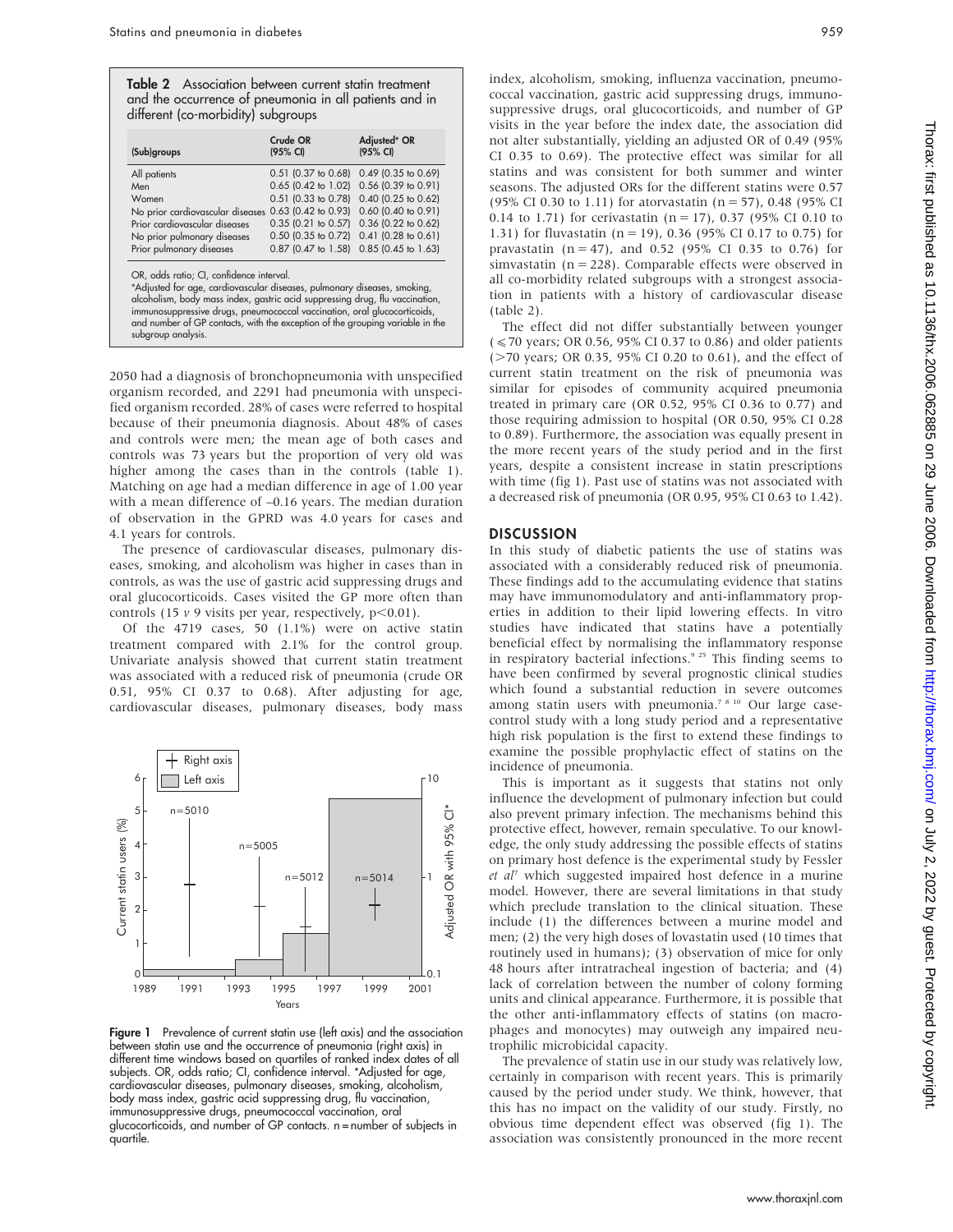**Table 2** Association between current statin treatment and the occurrence of pneumonia in all patients and in different (co-morbidity) subgroups

| (Sub)groups | Crude OR (95% CI) | Adjusted* OR (95% CI) |
|---|---|---|
| All patients | 0.51 (0.37 to 0.68) | 0.49 (0.35 to 0.69) |
| Men | 0.65 (0.42 to 1.02) | 0.56 (0.39 to 0.91) |
| Women | 0.51 (0.33 to 0.78) | 0.40 (0.25 to 0.62) |
| No prior cardiovascular diseases | 0.63 (0.42 to 0.93) | 0.60 (0.40 to 0.91) |
| Prior cardiovascular diseases | 0.35 (0.21 to 0.57) | 0.36 (0.22 to 0.62) |
| No prior pulmonary diseases | 0.50 (0.35 to 0.72) | 0.41 (0.28 to 0.61) |
| Prior pulmonary diseases | 0.87 (0.47 to 1.58) | 0.85 (0.45 to 1.63) |

OR, odds ratio; CI, confidence interval.
*Adjusted for age, cardiovascular diseases, pulmonary diseases, smoking, alcoholism, body mass index, gastric acid suppressing drug, flu vaccination, immunosuppressive drugs, pneumococcal vaccination, oral glucocorticoids, and number of GP contacts, with the exception of the grouping variable in the subgroup analysis.

2050 had a diagnosis of bronchopneumonia with unspecified organism recorded, and 2291 had pneumonia with unspecified organism recorded. 28% of cases were referred to hospital because of their pneumonia diagnosis. About 48% of cases and controls were men; the mean age of both cases and controls was 73 years but the proportion of very old was higher among the cases than in the controls (table 1). Matching on age had a median difference in age of 1.00 year with a mean difference of –0.16 years. The median duration of observation in the GPRD was 4.0 years for cases and 4.1 years for controls.

The presence of cardiovascular diseases, pulmonary diseases, smoking, and alcoholism was higher in cases than in controls, as was the use of gastric acid suppressing drugs and oral glucocorticoids. Cases visited the GP more often than controls (15 *v* 9 visits per year, respectively, $p<0.01$).

Of the 4719 cases, 50 (1.1%) were on active statin treatment compared with 2.1% for the control group. Univariate analysis showed that current statin treatment was associated with a reduced risk of pneumonia (crude OR 0.51, 95% CI 0.37 to 0.68). After adjusting for age, cardiovascular diseases, pulmonary diseases, body mass index, alcoholism, smoking, influenza vaccination, pneumococcal vaccination, gastric acid suppressing drugs, immunosuppressive drugs, oral glucocorticoids, and number of GP visits in the year before the index date, the association did not alter substantially, yielding an adjusted OR of 0.49 (95% CI 0.35 to 0.69). The protective effect was similar for all statins and was consistent for both summer and winter seasons. The adjusted ORs for the different statins were 0.57 (95% CI 0.30 to 1.11) for atorvastatin (n = 57), 0.48 (95% CI 0.14 to 1.71) for cerivastatin (n = 17), 0.37 (95% CI 0.10 to 1.31) for fluvastatin (n = 19), 0.36 (95% CI 0.17 to 0.75) for pravastatin (n = 47), and 0.52 (95% CI 0.35 to 0.76) for simvastatin (n = 228). Comparable effects were observed in all co-morbidity related subgroups with a strongest association in patients with a history of cardiovascular disease (table 2).

The effect did not differ substantially between younger (⩽70 years; OR 0.56, 95% CI 0.37 to 0.86) and older patients (>70 years; OR 0.35, 95% CI 0.20 to 0.61), and the effect of current statin treatment on the risk of pneumonia was similar for episodes of community acquired pneumonia treated in primary care (OR 0.52, 95% CI 0.36 to 0.77) and those requiring admission to hospital (OR 0.50, 95% CI 0.28 to 0.89). Furthermore, the association was equally present in the more recent years of the study period and in the first years, despite a consistent increase in statin prescriptions with time (fig 1). Past use of statins was not associated with a decreased risk of pneumonia (OR 0.95, 95% CI 0.63 to 1.42).

**Figure 1** Prevalence of current statin use (left axis) and the association between statin use and the occurrence of pneumonia (right axis) in different time windows based on quartiles of ranked index dates of all subjects. OR, odds ratio; CI, confidence interval. *Adjusted for age, cardiovascular diseases, pulmonary diseases, smoking, alcoholism, body mass index, gastric acid suppressing drug, flu vaccination, immunosuppressive drugs, pneumococcal vaccination, oral glucocorticoids, and number of GP contacts. n = number of subjects in quartile.

## DISCUSSION

In this study of diabetic patients the use of statins was associated with a considerably reduced risk of pneumonia. These findings add to the accumulating evidence that statins may have immunomodulatory and anti-inflammatory properties in addition to their lipid lowering effects. In vitro studies have indicated that statins have a potentially beneficial effect by normalising the inflammatory response in respiratory bacterial infections.[9 25] This finding seems to have been confirmed by several prognostic clinical studies which found a substantial reduction in severe outcomes among statin users with pneumonia.[7 8 10] Our large case-control study with a long study period and a representative high risk population is the first to extend these findings to examine the possible prophylactic effect of statins on the incidence of pneumonia.

This is important as it suggests that statins not only influence the development of pulmonary infection but could also prevent primary infection. The mechanisms behind this protective effect, however, remain speculative. To our knowledge, the only study addressing the possible effects of statins on primary host defence is the experimental study by Fessler *et al*[7] which suggested impaired host defence in a murine model. However, there are several limitations in that study which preclude translation to the clinical situation. These include (1) the differences between a murine model and men; (2) the very high doses of lovastatin used (10 times that routinely used in humans); (3) observation of mice for only 48 hours after intratracheal ingestion of bacteria; and (4) lack of correlation between the number of colony forming units and clinical appearance. Furthermore, it is possible that the other anti-inflammatory effects of statins (on macrophages and monocytes) may outweigh any impaired neutrophilic microbicidal capacity.

The prevalence of statin use in our study was relatively low, certainly in comparison with recent years. This is primarily caused by the period under study. We think, however, that this has no impact on the validity of our study. Firstly, no obvious time dependent effect was observed (fig 1). The association was consistently pronounced in the more recent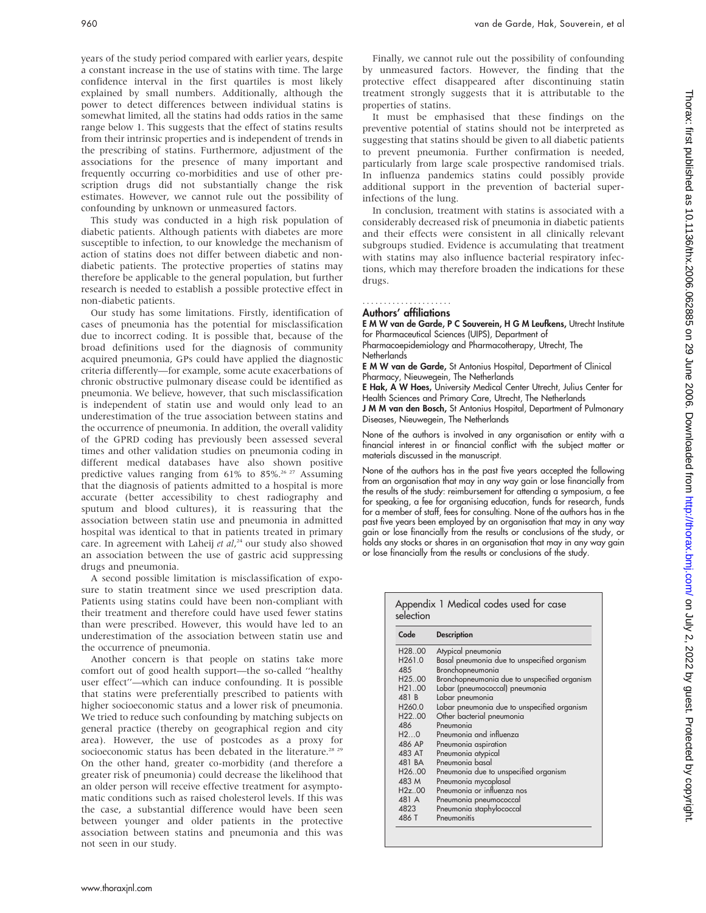years of the study period compared with earlier years, despite a constant increase in the use of statins with time. The large confidence interval in the first quartiles is most likely explained by small numbers. Additionally, although the power to detect differences between individual statins is somewhat limited, all the statins had odds ratios in the same range below 1. This suggests that the effect of statins results from their intrinsic properties and is independent of trends in the prescribing of statins. Furthermore, adjustment of the associations for the presence of many important and frequently occurring co-morbidities and use of other prescription drugs did not substantially change the risk estimates. However, we cannot rule out the possibility of confounding by unknown or unmeasured factors.

This study was conducted in a high risk population of diabetic patients. Although patients with diabetes are more susceptible to infection, to our knowledge the mechanism of action of statins does not differ between diabetic and non-diabetic patients. The protective properties of statins may therefore be applicable to the general population, but further research is needed to establish a possible protective effect in non-diabetic patients.

Our study has some limitations. Firstly, identification of cases of pneumonia has the potential for misclassification due to incorrect coding. It is possible that, because of the broad definitions used for the diagnosis of community acquired pneumonia, GPs could have applied the diagnostic criteria differently—for example, some acute exacerbations of chronic obstructive pulmonary disease could be identified as pneumonia. We believe, however, that such misclassification is independent of statin use and would only lead to an underestimation of the true association between statins and the occurrence of pneumonia. In addition, the overall validity of the GPRD coding has previously been assessed several times and other validation studies on pneumonia coding in different medical databases have also shown positive predictive values ranging from 61% to 85%.[26 27] Assuming that the diagnosis of patients admitted to a hospital is more accurate (better accessibility to chest radiography and sputum and blood cultures), it is reassuring that the association between statin use and pneumonia in admitted hospital was identical to that in patients treated in primary care. In agreement with Laheij *et al*,[24] our study also showed an association between the use of gastric acid suppressing drugs and pneumonia.

A second possible limitation is misclassification of exposure to statin treatment since we used prescription data. Patients using statins could have been non-compliant with their treatment and therefore could have used fewer statins than were prescribed. However, this would have led to an underestimation of the association between statin use and the occurrence of pneumonia.

Another concern is that people on statins take more comfort out of good health support—the so-called "healthy user effect"—which can induce confounding. It is possible that statins were preferentially prescribed to patients with higher socioeconomic status and a lower risk of pneumonia. We tried to reduce such confounding by matching subjects on general practice (thereby on geographical region and city area). However, the use of postcodes as a proxy for socioeconomic status has been debated in the literature.[28 29] On the other hand, greater co-morbidity (and therefore a greater risk of pneumonia) could decrease the likelihood that an older person will receive effective treatment for asymptomatic conditions such as raised cholesterol levels. If this was the case, a substantial difference would have been seen between younger and older patients in the protective association between statins and pneumonia and this was not seen in our study.

Finally, we cannot rule out the possibility of confounding by unmeasured factors. However, the finding that the protective effect disappeared after discontinuing statin treatment strongly suggests that it is attributable to the properties of statins.

It must be emphasised that these findings on the preventive potential of statins should not be interpreted as suggesting that statins should be given to all diabetic patients to prevent pneumonia. Further confirmation is needed, particularly from large scale prospective randomised trials. In influenza pandemics statins could possibly provide additional support in the prevention of bacterial superinfections of the lung.

In conclusion, treatment with statins is associated with a considerably decreased risk of pneumonia in diabetic patients and their effects were consistent in all clinically relevant subgroups studied. Evidence is accumulating that treatment with statins may also influence bacterial respiratory infections, which may therefore broaden the indications for these drugs.

## Authors' affiliations

**E M W van de Garde, P C Souverein, H G M Leufkens,** Utrecht Institute for Pharmaceutical Sciences (UIPS), Department of Pharmacoepidemiology and Pharmacotherapy, Utrecht, The Netherlands

**E M W van de Garde,** St Antonius Hospital, Department of Clinical Pharmacy, Nieuwegein, The Netherlands

**E Hak, A W Hoes,** University Medical Center Utrecht, Julius Center for Health Sciences and Primary Care, Utrecht, The Netherlands

**J M M van den Bosch,** St Antonius Hospital, Department of Pulmonary Diseases, Nieuwegein, The Netherlands

None of the authors is involved in any organisation or entity with a financial interest in or financial conflict with the subject matter or materials discussed in the manuscript.

None of the authors has in the past five years accepted the following from an organisation that may in any way gain or lose financially from the results of the study: reimbursement for attending a symposium, a fee for speaking, a fee for organising education, funds for research, funds for a member of staff, fees for consulting. None of the authors has in the past five years been employed by an organisation that may in any way gain or lose financially from the results or conclusions of the study, or holds any stocks or shares in an organisation that may in any way gain or lose financially from the results or conclusions of the study.

**Appendix 1 Medical codes used for case selection**

| Code | Description |
|---|---|
| H28..00 | Atypical pneumonia |
| H261.0 | Basal pneumonia due to unspecified organism |
| 485 | Bronchopneumonia |
| H25..00 | Bronchopneumonia due to unspecified organism |
| H21..00 | Lobar (pneumococcal) pneumonia |
| 481 B | Lobar pneumonia |
| H260.0 | Lobar pneumonia due to unspecified organism |
| H22..00 | Other bacterial pneumonia |
| 486 | Pneumonia |
| H2...0 | Pneumonia and influenza |
| 486 AP | Pneumonia aspiration |
| 483 AT | Pneumonia atypical |
| 481 BA | Pneumonia basal |
| H26..00 | Pneumonia due to unspecified organism |
| 483 M | Pneumonia mycoplasal |
| H2z..00 | Pneumonia or influenza nos |
| 481 A | Pneumonia pneumococcal |
| 4823 | Pneumonia staphylococcal |
| 486 T | Pneumonitis |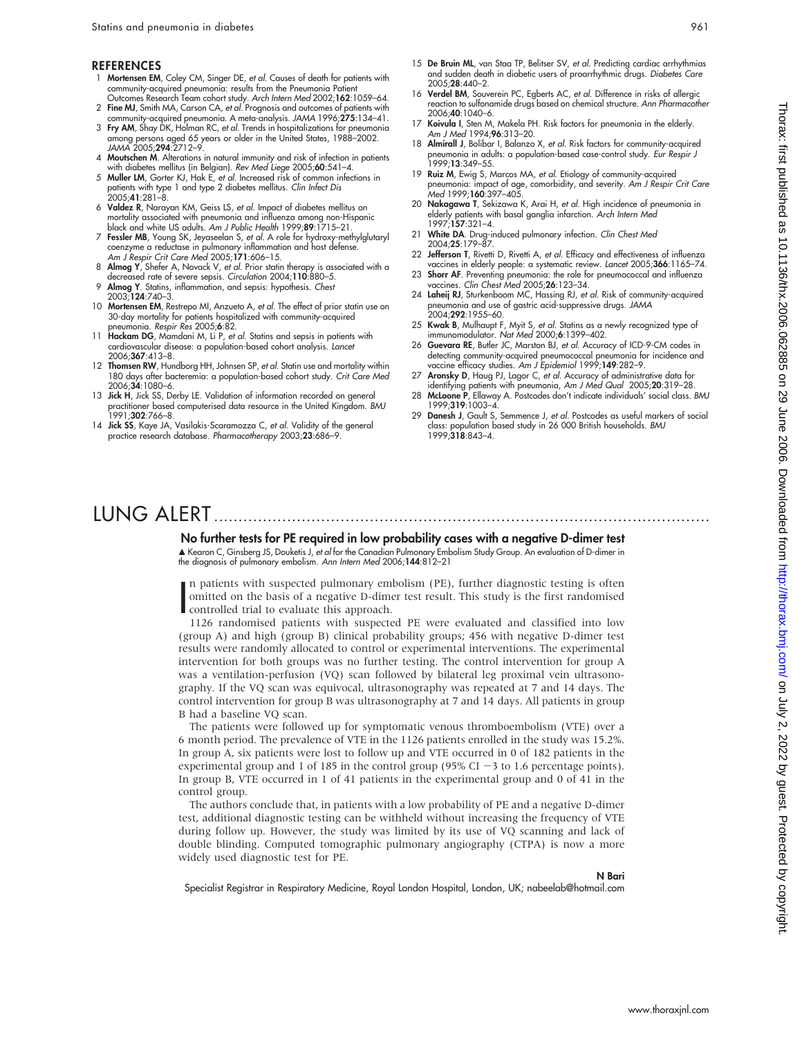## REFERENCES

1. **Mortensen EM**, Coley CM, Singer DE, *et al.* Causes of death for patients with community-acquired pneumonia: results from the Pneumonia Patient Outcomes Research Team cohort study. *Arch Intern Med* 2002;**162**:1059–64.
2. **Fine MJ**, Smith MA, Carson CA, *et al.* Prognosis and outcomes of patients with community-acquired pneumonia. A meta-analysis. *JAMA* 1996;**275**:134–41.
3. **Fry AM**, Shay DK, Holman RC, *et al.* Trends in hospitalizations for pneumonia among persons aged 65 years or older in the United States, 1988–2002. *JAMA* 2005;**294**:2712–9.
4. **Moutschen M**. Alterations in natural immunity and risk of infection in patients with diabetes mellitus (in Belgian). *Rev Med Liege* 2005;**60**:541–4.
5. **Muller LM**, Gorter KJ, Hak E, *et al.* Increased risk of common infections in patients with type 1 and type 2 diabetes mellitus. *Clin Infect Dis* 2005;**41**:281–8.
6. **Valdez R**, Narayan KM, Geiss LS, *et al.* Impact of diabetes mellitus on mortality associated with pneumonia and influenza among non-Hispanic black and white US adults. *Am J Public Health* 1999;**89**:1715–21.
7. **Fessler MB**, Young SK, Jeyaseelan S, *et al.* A role for hydroxy-methylglutaryl coenzyme a reductase in pulmonary inflammation and host defense. *Am J Respir Crit Care Med* 2005;**171**:606–15.
8. **Almog Y**, Shefer A, Novack V, *et al.* Prior statin therapy is associated with a decreased rate of severe sepsis. *Circulation* 2004;**110**:880–5.
9. **Almog Y**. Statins, inflammation, and sepsis: hypothesis. *Chest* 2003;**124**:740–3.
10. **Mortensen EM**, Restrepo MI, Anzueto A, *et al.* The effect of prior statin use on 30-day mortality for patients hospitalized with community-acquired pneumonia. *Respir Res* 2005;**6**:82.
11. **Hackam DG**, Mamdani M, Li P, *et al.* Statins and sepsis in patients with cardiovascular disease: a population-based cohort analysis. *Lancet* 2006;**367**:413–8.
12. **Thomsen RW**, Hundborg HH, Johnsen SP, *et al.* Statin use and mortality within 180 days after bacteremia: a population-based cohort study. *Crit Care Med* 2006;**34**:1080–6.
13. **Jick H**, Jick SS, Derby LE. Validation of information recorded on general practitioner based computerised data resource in the United Kingdom. *BMJ* 1991;**302**:766–8.
14. **Jick SS**, Kaye JA, Vasilakis-Scaramozza C, *et al.* Validity of the general practice research database. *Pharmacotherapy* 2003;**23**:686–9.
15. **De Bruin ML**, van Staa TP, Belitser SV, *et al.* Predicting cardiac arrhythmias and sudden death in diabetic users of proarrhythmic drugs. *Diabetes Care* 2005;**28**:440–2.
16. **Verdel BM**, Souverein PC, Egberts AC, *et al.* Difference in risks of allergic reaction to sulfonamide drugs based on chemical structure. *Ann Pharmacother* 2006;**40**:1040–6.
17. **Koivula I**, Sten M, Makela PH. Risk factors for pneumonia in the elderly. *Am J Med* 1994;**96**:313–20.
18. **Almirall J**, Bolibar I, Balanzo X, *et al.* Risk factors for community-acquired pneumonia in adults: a population-based case-control study. *Eur Respir J* 1999;**13**:349–55.
19. **Ruiz M**, Ewig S, Marcos MA, *et al.* Etiology of community-acquired pneumonia: impact of age, comorbidity, and severity. *Am J Respir Crit Care Med* 1999;**160**:397–405.
20. **Nakagawa T**, Sekizawa K, Arai H, *et al.* High incidence of pneumonia in elderly patients with basal ganglia infarction. *Arch Intern Med* 1997;**157**:321–4.
21. **White DA**. Drug-induced pulmonary infection. *Clin Chest Med* 2004;**25**:179–87.
22. **Jefferson T**, Rivetti D, Rivetti A, *et al.* Efficacy and effectiveness of influenza vaccines in elderly people: a systematic review. *Lancet* 2005;**366**:1165–74.
23. **Shorr AF**. Preventing pneumonia: the role for pneumococcal and influenza vaccines. *Clin Chest Med* 2005;**26**:123–34.
24. **Laheij RJ**, Sturkenboom MC, Hassing RJ, *et al.* Risk of community-acquired pneumonia and use of gastric acid-suppressive drugs. *JAMA* 2004;**292**:1955–60.
25. **Kwak B**, Mulhaupt F, Myit S, *et al.* Statins as a newly recognized type of immunomodulator. *Nat Med* 2000;**6**:1399–402.
26. **Guevara RE**, Butler JC, Marston BJ, *et al.* Accuracy of ICD-9-CM codes in detecting community-acquired pneumococcal pneumonia for incidence and vaccine efficacy studies. *Am J Epidemiol* 1999;**149**:282–9.
27. **Aronsky D**, Haug PJ, Lagor C, *et al.* Accuracy of administrative data for identifying patients with pneumonia, *Am J Med Qual* 2005;**20**:319–28.
28. **McLoone P**, Ellaway A. Postcodes don't indicate individuals' social class. *BMJ* 1999;**319**:1003–4.
29. **Danesh J**, Gault S, Semmence J, *et al.* Postcodes as useful markers of social class: population based study in 26 000 British households. *BMJ* 1999;**318**:843–4.

# LUNG ALERT

### No further tests for PE required in low probability cases with a negative D-dimer test

▲ Kearon C, Ginsberg JS, Douketis J, *et al* for the Canadian Pulmonary Embolism Study Group. An evaluation of D-dimer in the diagnosis of pulmonary embolism. *Ann Intern Med* 2006;**144**:812–21

In patients with suspected pulmonary embolism (PE), further diagnostic testing is often omitted on the basis of a negative D-dimer test result. This study is the first randomised controlled trial to evaluate this approach.

1126 randomised patients with suspected PE were evaluated and classified into low (group A) and high (group B) clinical probability groups; 456 with negative D-dimer test results were randomly allocated to control or experimental interventions. The experimental intervention for both groups was no further testing. The control intervention for group A was a ventilation-perfusion (VQ) scan followed by bilateral leg proximal vein ultrasonography. If the VQ scan was equivocal, ultrasonography was repeated at 7 and 14 days. The control intervention for group B was ultrasonography at 7 and 14 days. All patients in group B had a baseline VQ scan.

The patients were followed up for symptomatic venous thromboembolism (VTE) over a 6 month period. The prevalence of VTE in the 1126 patients enrolled in the study was 15.2%. In group A, six patients were lost to follow up and VTE occurred in 0 of 182 patients in the experimental group and 1 of 185 in the control group (95% CI −3 to 1.6 percentage points). In group B, VTE occurred in 1 of 41 patients in the experimental group and 0 of 41 in the control group.

The authors conclude that, in patients with a low probability of PE and a negative D-dimer test, additional diagnostic testing can be withheld without increasing the frequency of VTE during follow up. However, the study was limited by its use of VQ scanning and lack of double blinding. Computed tomographic pulmonary angiography (CTPA) is now a more widely used diagnostic test for PE.

**N Bari**

Specialist Registrar in Respiratory Medicine, Royal London Hospital, London, UK; nabeelab@hotmail.com